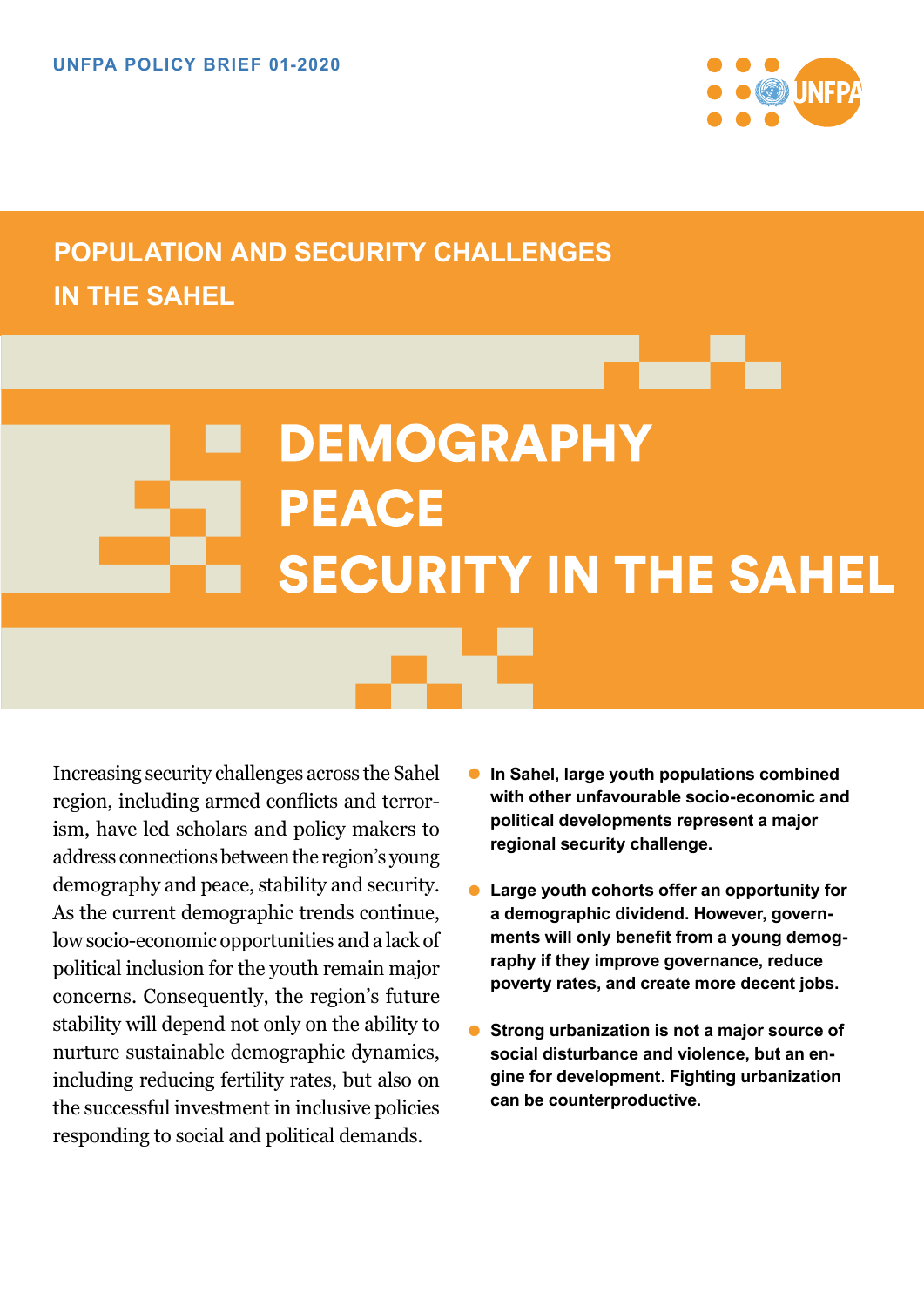UNFPA POLICY BRIEF 01-2020

## POPULATION AND SECURITY CHALLENGES IN THE SAHEL

# DEMOGRAPHY PEACE SECURITY IN THE SAHEL

Increasing security challenges across the Sahel region, including armed conflicts and terrorism, have led scholars and policy makers to address connections between the region's young demography and peace, stability and security. As the current demographic trends continue, low socio-economic opportunities and a lack of political inclusion for the youth remain major concerns. Consequently, the region's future stability will depend not only on the ability to nurture sustainable demographic dynamics, including reducing fertility rates, but also on the successful investment in inclusive policies responding to social and political demands.

- **In Sahel, large youth populations combined with other unfavourable socio-economic and political developments represent a major regional security challenge.**
- **Large youth cohorts offer an opportunity for a demographic dividend. However, governments will only benefit from a young demography if they improve governance, reduce poverty rates, and create more decent jobs.**
- **Strong urbanization is not a major source of social disturbance and violence, but an engine for development. Fighting urbanization can be counterproductive.**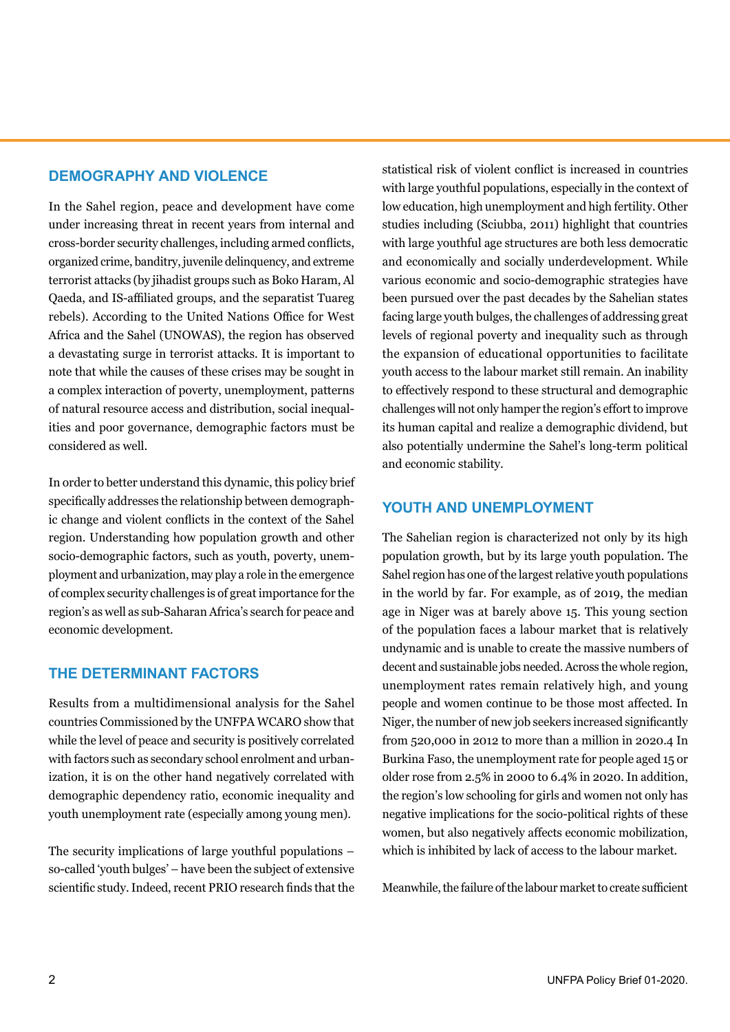## DEMOGRAPHY AND VIOLENCE

In the Sahel region, peace and development have come under increasing threat in recent years from internal and cross-border security challenges, including armed conflicts, organized crime, banditry, juvenile delinquency, and extreme terrorist attacks (by jihadist groups such as Boko Haram, Al Qaeda, and IS-affiliated groups, and the separatist Tuareg rebels). According to the United Nations Office for West Africa and the Sahel (UNOWAS), the region has observed a devastating surge in terrorist attacks. It is important to note that while the causes of these crises may be sought in a complex interaction of poverty, unemployment, patterns of natural resource access and distribution, social inequalities and poor governance, demographic factors must be considered as well.

In order to better understand this dynamic, this policy brief specifically addresses the relationship between demographic change and violent conflicts in the context of the Sahel region. Understanding how population growth and other socio-demographic factors, such as youth, poverty, unemployment and urbanization, may play a role in the emergence of complex security challenges is of great importance for the region's as well as sub-Saharan Africa's search for peace and economic development.

## THE DETERMINANT FACTORS

Results from a multidimensional analysis for the Sahel countries Commissioned by the UNFPA WCARO show that while the level of peace and security is positively correlated with factors such as secondary school enrolment and urbanization, it is on the other hand negatively correlated with demographic dependency ratio, economic inequality and youth unemployment rate (especially among young men).

The security implications of large youthful populations – so-called 'youth bulges' – have been the subject of extensive scientific study. Indeed, recent PRIO research finds that the statistical risk of violent conflict is increased in countries with large youthful populations, especially in the context of low education, high unemployment and high fertility. Other studies including (Sciubba, 2011) highlight that countries with large youthful age structures are both less democratic and economically and socially underdevelopment. While various economic and socio-demographic strategies have been pursued over the past decades by the Sahelian states facing large youth bulges, the challenges of addressing great levels of regional poverty and inequality such as through the expansion of educational opportunities to facilitate youth access to the labour market still remain. An inability to effectively respond to these structural and demographic challenges will not only hamper the region's effort to improve its human capital and realize a demographic dividend, but also potentially undermine the Sahel's long-term political and economic stability.

## YOUTH AND UNEMPLOYMENT

The Sahelian region is characterized not only by its high population growth, but by its large youth population. The Sahel region has one of the largest relative youth populations in the world by far. For example, as of 2019, the median age in Niger was at barely above 15. This young section of the population faces a labour market that is relatively undynamic and is unable to create the massive numbers of decent and sustainable jobs needed. Across the whole region, unemployment rates remain relatively high, and young people and women continue to be those most affected. In Niger, the number of new job seekers increased significantly from 520,000 in 2012 to more than a million in 2020.[4] In Burkina Faso, the unemployment rate for people aged 15 or older rose from 2.5% in 2000 to 6.4% in 2020. In addition, the region's low schooling for girls and women not only has negative implications for the socio-political rights of these women, but also negatively affects economic mobilization, which is inhibited by lack of access to the labour market.

Meanwhile, the failure of the labour market to create sufficient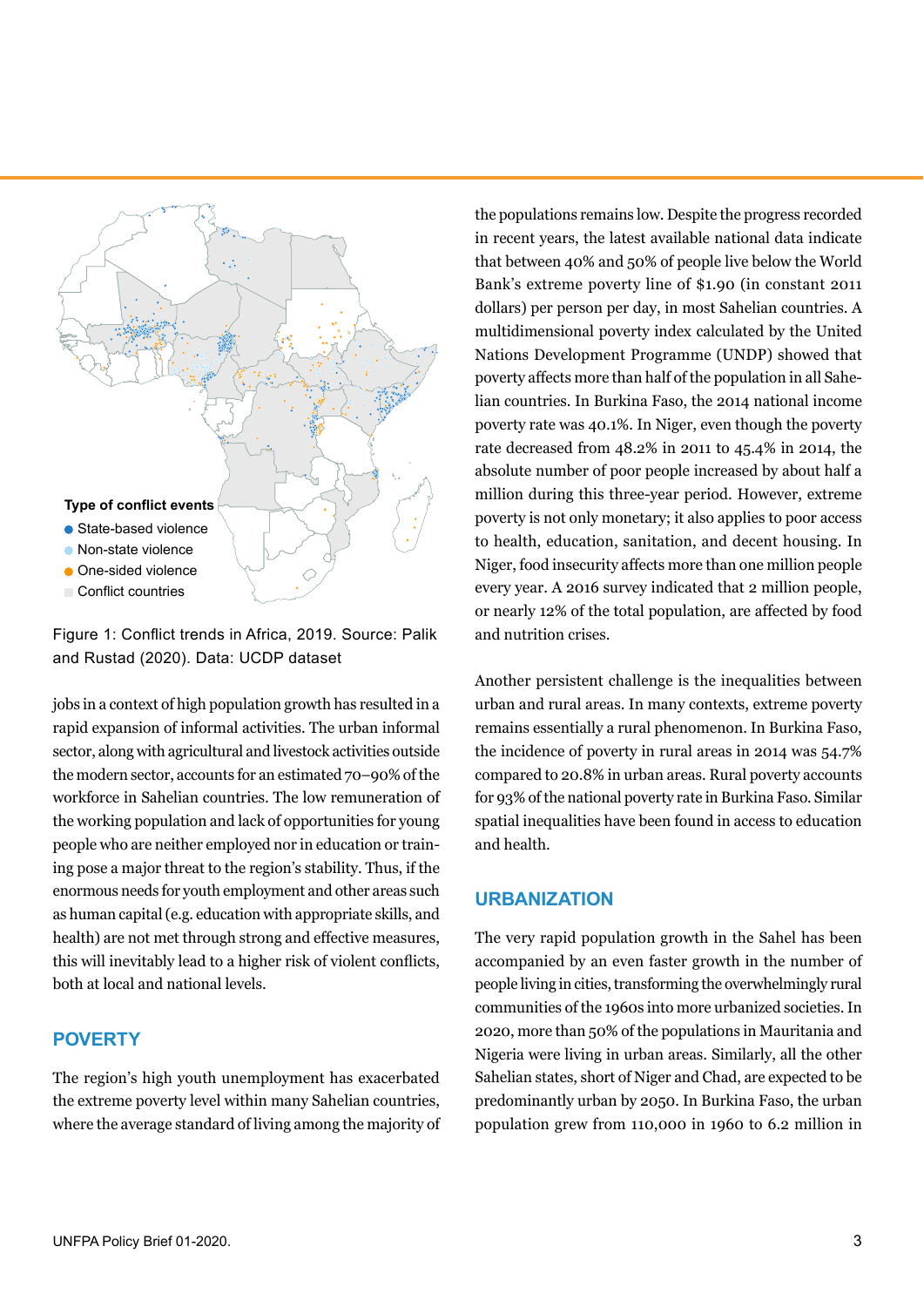Type of conflict events

- State-based violence
- Non-state violence
- One-sided violence
- Conflict countries

Figure 1: Conflict trends in Africa, 2019. Source: Palik and Rustad (2020). Data: UCDP dataset

jobs in a context of high population growth has resulted in a rapid expansion of informal activities. The urban informal sector, along with agricultural and livestock activities outside the modern sector, accounts for an estimated 70–90% of the workforce in Sahelian countries. The low remuneration of the working population and lack of opportunities for young people who are neither employed nor in education or training pose a major threat to the region's stability. Thus, if the enormous needs for youth employment and other areas such as human capital (e.g. education with appropriate skills, and health) are not met through strong and effective measures, this will inevitably lead to a higher risk of violent conflicts, both at local and national levels.

## POVERTY

The region's high youth unemployment has exacerbated the extreme poverty level within many Sahelian countries, where the average standard of living among the majority of the populations remains low. Despite the progress recorded in recent years, the latest available national data indicate that between 40% and 50% of people live below the World Bank's extreme poverty line of $1.90 (in constant 2011 dollars) per person per day, in most Sahelian countries. A multidimensional poverty index calculated by the United Nations Development Programme (UNDP) showed that poverty affects more than half of the population in all Sahelian countries. In Burkina Faso, the 2014 national income poverty rate was 40.1%. In Niger, even though the poverty rate decreased from 48.2% in 2011 to 45.4% in 2014, the absolute number of poor people increased by about half a million during this three-year period. However, extreme poverty is not only monetary; it also applies to poor access to health, education, sanitation, and decent housing. In Niger, food insecurity affects more than one million people every year. A 2016 survey indicated that 2 million people, or nearly 12% of the total population, are affected by food and nutrition crises.

Another persistent challenge is the inequalities between urban and rural areas. In many contexts, extreme poverty remains essentially a rural phenomenon. In Burkina Faso, the incidence of poverty in rural areas in 2014 was 54.7% compared to 20.8% in urban areas. Rural poverty accounts for 93% of the national poverty rate in Burkina Faso. Similar spatial inequalities have been found in access to education and health.

## URBANIZATION

The very rapid population growth in the Sahel has been accompanied by an even faster growth in the number of people living in cities, transforming the overwhelmingly rural communities of the 1960s into more urbanized societies. In 2020, more than 50% of the populations in Mauritania and Nigeria were living in urban areas. Similarly, all the other Sahelian states, short of Niger and Chad, are expected to be predominantly urban by 2050. In Burkina Faso, the urban population grew from 110,000 in 1960 to 6.2 million in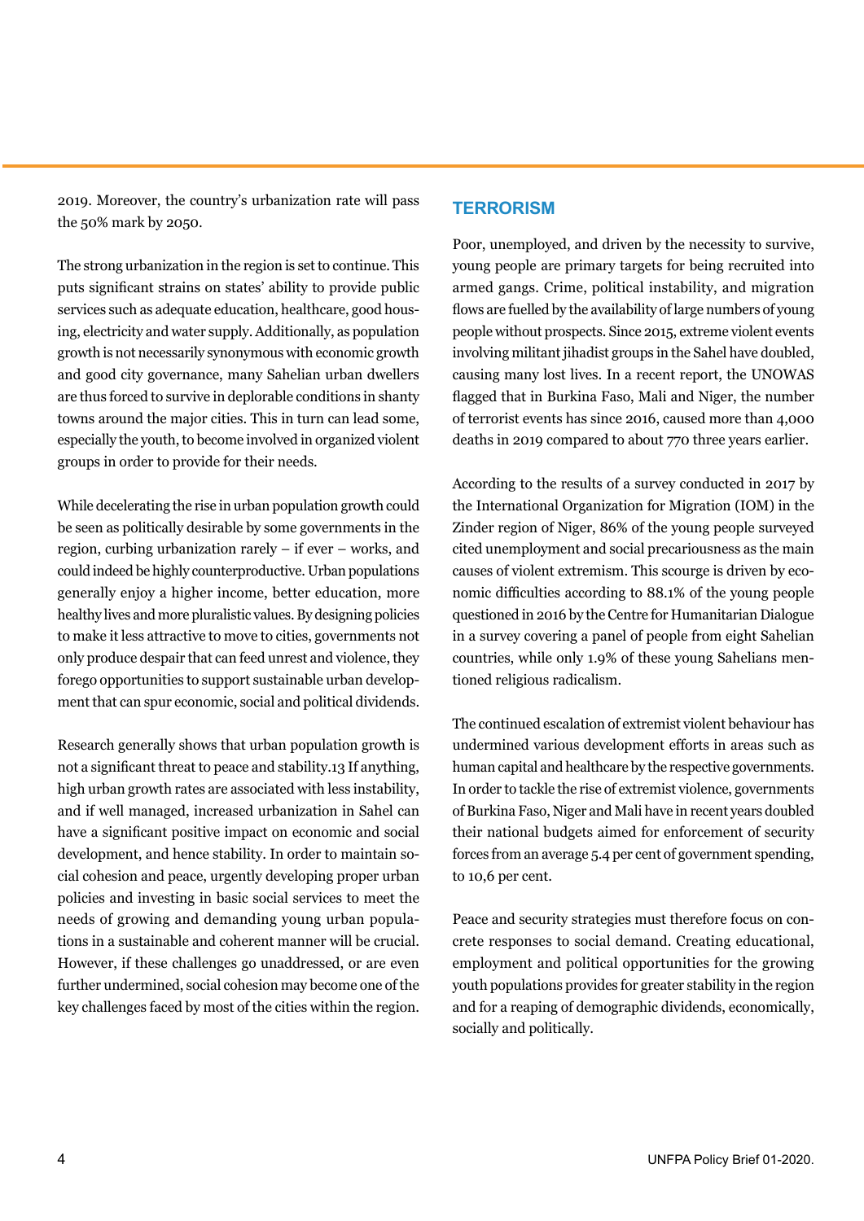2019. Moreover, the country's urbanization rate will pass the 50% mark by 2050.

The strong urbanization in the region is set to continue. This puts significant strains on states' ability to provide public services such as adequate education, healthcare, good housing, electricity and water supply. Additionally, as population growth is not necessarily synonymous with economic growth and good city governance, many Sahelian urban dwellers are thus forced to survive in deplorable conditions in shanty towns around the major cities. This in turn can lead some, especially the youth, to become involved in organized violent groups in order to provide for their needs.

While decelerating the rise in urban population growth could be seen as politically desirable by some governments in the region, curbing urbanization rarely – if ever – works, and could indeed be highly counterproductive. Urban populations generally enjoy a higher income, better education, more healthy lives and more pluralistic values. By designing policies to make it less attractive to move to cities, governments not only produce despair that can feed unrest and violence, they forego opportunities to support sustainable urban development that can spur economic, social and political dividends.

Research generally shows that urban population growth is not a significant threat to peace and stability.13 If anything, high urban growth rates are associated with less instability, and if well managed, increased urbanization in Sahel can have a significant positive impact on economic and social development, and hence stability. In order to maintain social cohesion and peace, urgently developing proper urban policies and investing in basic social services to meet the needs of growing and demanding young urban populations in a sustainable and coherent manner will be crucial. However, if these challenges go unaddressed, or are even further undermined, social cohesion may become one of the key challenges faced by most of the cities within the region.

## TERRORISM

Poor, unemployed, and driven by the necessity to survive, young people are primary targets for being recruited into armed gangs. Crime, political instability, and migration flows are fuelled by the availability of large numbers of young people without prospects. Since 2015, extreme violent events involving militant jihadist groups in the Sahel have doubled, causing many lost lives. In a recent report, the UNOWAS flagged that in Burkina Faso, Mali and Niger, the number of terrorist events has since 2016, caused more than 4,000 deaths in 2019 compared to about 770 three years earlier.

According to the results of a survey conducted in 2017 by the International Organization for Migration (IOM) in the Zinder region of Niger, 86% of the young people surveyed cited unemployment and social precariousness as the main causes of violent extremism. This scourge is driven by economic difficulties according to 88.1% of the young people questioned in 2016 by the Centre for Humanitarian Dialogue in a survey covering a panel of people from eight Sahelian countries, while only 1.9% of these young Sahelians mentioned religious radicalism.

The continued escalation of extremist violent behaviour has undermined various development efforts in areas such as human capital and healthcare by the respective governments. In order to tackle the rise of extremist violence, governments of Burkina Faso, Niger and Mali have in recent years doubled their national budgets aimed for enforcement of security forces from an average 5.4 per cent of government spending, to 10,6 per cent.

Peace and security strategies must therefore focus on concrete responses to social demand. Creating educational, employment and political opportunities for the growing youth populations provides for greater stability in the region and for a reaping of demographic dividends, economically, socially and politically.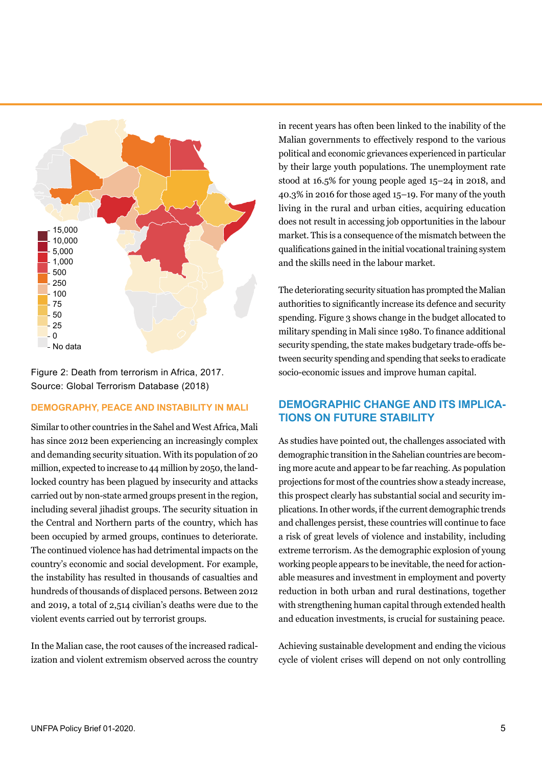Figure 2: Death from terrorism in Africa, 2017.
Source: Global Terrorism Database (2018)

### DEMOGRAPHY, PEACE AND INSTABILITY IN MALI

Similar to other countries in the Sahel and West Africa, Mali has since 2012 been experiencing an increasingly complex and demanding security situation. With its population of 20 million, expected to increase to 44 million by 2050, the land-locked country has been plagued by insecurity and attacks carried out by non-state armed groups present in the region, including several jihadist groups. The security situation in the Central and Northern parts of the country, which has been occupied by armed groups, continues to deteriorate. The continued violence has had detrimental impacts on the country's economic and social development. For example, the instability has resulted in thousands of casualties and hundreds of thousands of displaced persons. Between 2012 and 2019, a total of 2,514 civilian's deaths were due to the violent events carried out by terrorist groups.

In the Malian case, the root causes of the increased radicalization and violent extremism observed across the country in recent years has often been linked to the inability of the Malian governments to effectively respond to the various political and economic grievances experienced in particular by their large youth populations. The unemployment rate stood at 16.5% for young people aged 15–24 in 2018, and 40.3% in 2016 for those aged 15–19. For many of the youth living in the rural and urban cities, acquiring education does not result in accessing job opportunities in the labour market. This is a consequence of the mismatch between the qualifications gained in the initial vocational training system and the skills need in the labour market.

The deteriorating security situation has prompted the Malian authorities to significantly increase its defence and security spending. Figure 3 shows change in the budget allocated to military spending in Mali since 1980. To finance additional security spending, the state makes budgetary trade-offs between security spending and spending that seeks to eradicate socio-economic issues and improve human capital.

## DEMOGRAPHIC CHANGE AND ITS IMPLICATIONS ON FUTURE STABILITY

As studies have pointed out, the challenges associated with demographic transition in the Sahelian countries are becoming more acute and appear to be far reaching. As population projections for most of the countries show a steady increase, this prospect clearly has substantial social and security implications. In other words, if the current demographic trends and challenges persist, these countries will continue to face a risk of great levels of violence and instability, including extreme terrorism. As the demographic explosion of young working people appears to be inevitable, the need for actionable measures and investment in employment and poverty reduction in both urban and rural destinations, together with strengthening human capital through extended health and education investments, is crucial for sustaining peace.

Achieving sustainable development and ending the vicious cycle of violent crises will depend on not only controlling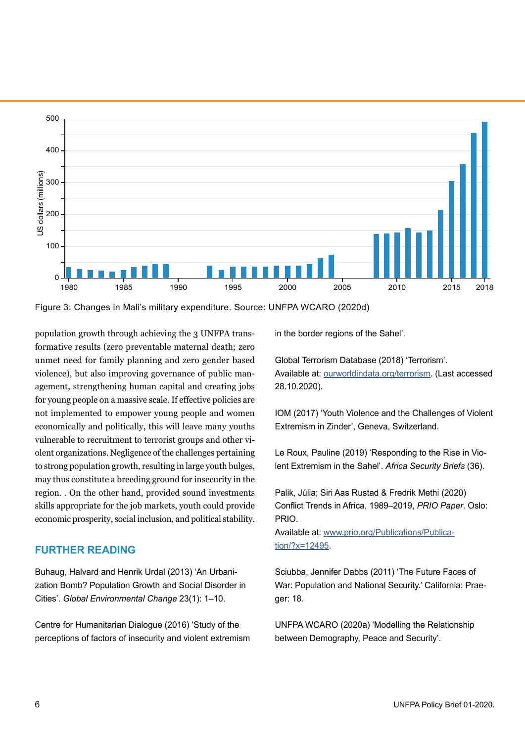Figure 3: Changes in Mali's military expenditure. Source: UNFPA WCARO (2020d)

population growth through achieving the 3 UNFPA transformative results (zero preventable maternal death; zero unmet need for family planning and zero gender based violence), but also improving governance of public management, strengthening human capital and creating jobs for young people on a massive scale. If effective policies are not implemented to empower young people and women economically and politically, this will leave many youths vulnerable to recruitment to terrorist groups and other violent organizations. Negligence of the challenges pertaining to strong population growth, resulting in large youth bulges, may thus constitute a breeding ground for insecurity in the region. . On the other hand, provided sound investments skills appropriate for the job markets, youth could provide economic prosperity, social inclusion, and political stability.

## FURTHER READING

Buhaug, Halvard and Henrik Urdal (2013) 'An Urbanization Bomb? Population Growth and Social Disorder in Cities'. *Global Environmental Change* 23(1): 1–10.

Centre for Humanitarian Dialogue (2016) 'Study of the perceptions of factors of insecurity and violent extremism in the border regions of the Sahel'.

Global Terrorism Database (2018) 'Terrorism'. Available at: ourworldindata.org/terrorism. (Last accessed 28.10.2020).

IOM (2017) 'Youth Violence and the Challenges of Violent Extremism in Zinder', Geneva, Switzerland.

Le Roux, Pauline (2019) 'Responding to the Rise in Violent Extremism in the Sahel'. *Africa Security Briefs* (36).

Palik, Júlia; Siri Aas Rustad & Fredrik Methi (2020) Conflict Trends in Africa, 1989–2019, *PRIO Paper*. Oslo: PRIO.
Available at: www.prio.org/Publications/Publication/?x=12495.

Sciubba, Jennifer Dabbs (2011) 'The Future Faces of War: Population and National Security.' California: Praeger: 18.

UNFPA WCARO (2020a) 'Modelling the Relationship between Demography, Peace and Security'.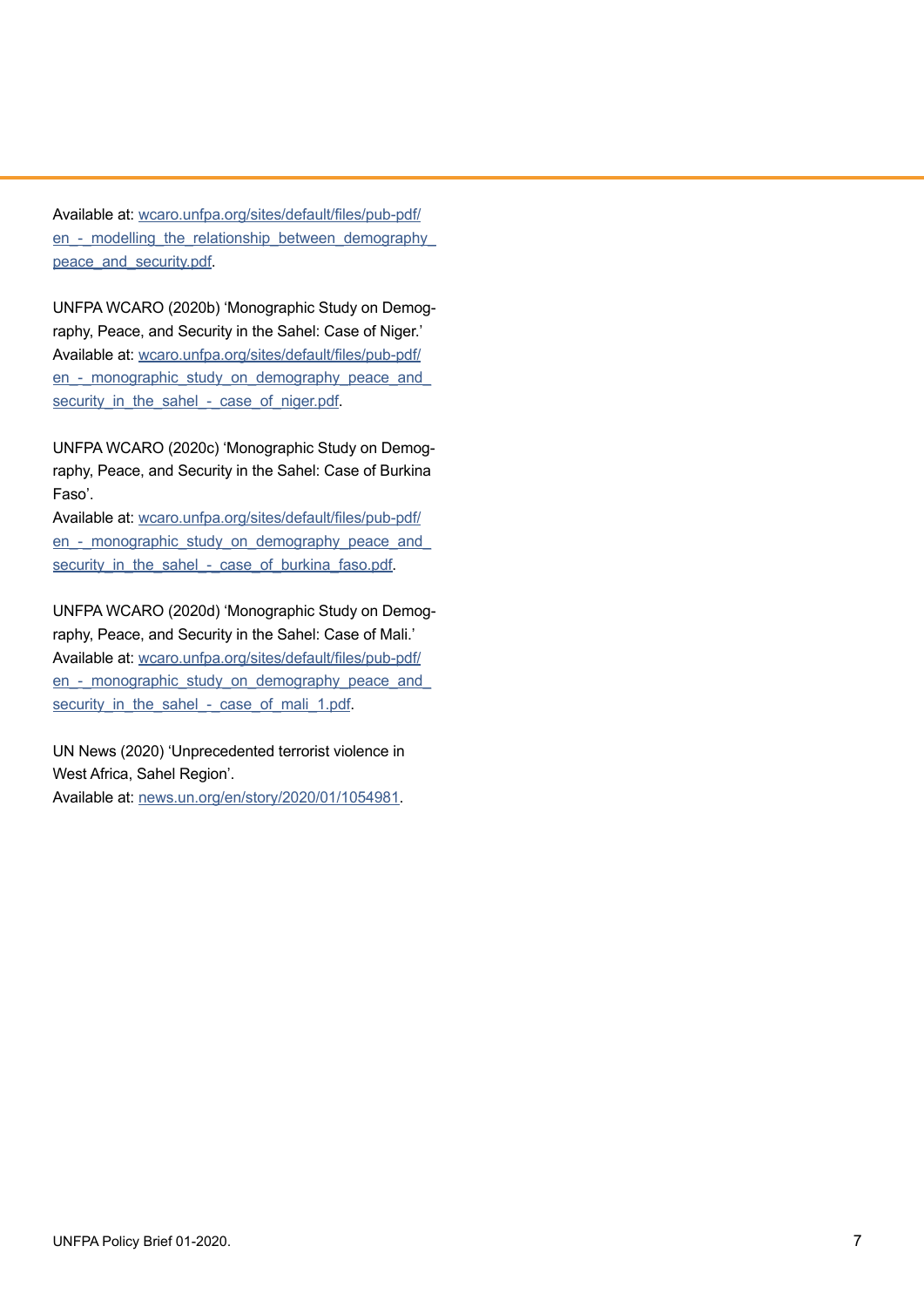Available at: wcaro.unfpa.org/sites/default/files/pub-pdf/en_-_modelling_the_relationship_between_demography_peace_and_security.pdf.

UNFPA WCARO (2020b) 'Monographic Study on Demography, Peace, and Security in the Sahel: Case of Niger.' Available at: wcaro.unfpa.org/sites/default/files/pub-pdf/en_-_monographic_study_on_demography_peace_and_security_in_the_sahel_-_case_of_niger.pdf.

UNFPA WCARO (2020c) 'Monographic Study on Demography, Peace, and Security in the Sahel: Case of Burkina Faso'.
Available at: wcaro.unfpa.org/sites/default/files/pub-pdf/en_-_monographic_study_on_demography_peace_and_security_in_the_sahel_-_case_of_burkina_faso.pdf.

UNFPA WCARO (2020d) 'Monographic Study on Demography, Peace, and Security in the Sahel: Case of Mali.' Available at: wcaro.unfpa.org/sites/default/files/pub-pdf/en_-_monographic_study_on_demography_peace_and_security_in_the_sahel_-_case_of_mali_1.pdf.

UN News (2020) 'Unprecedented terrorist violence in West Africa, Sahel Region'.
Available at: news.un.org/en/story/2020/01/1054981.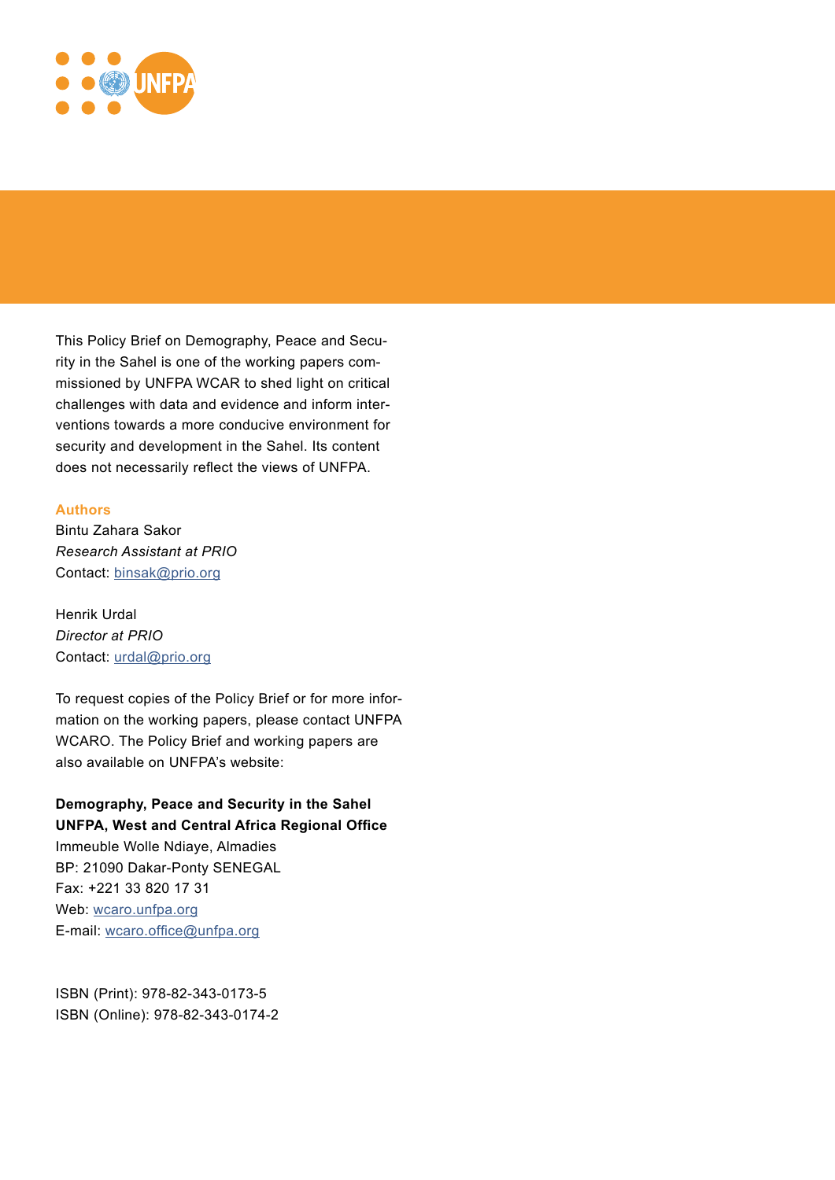This Policy Brief on Demography, Peace and Security in the Sahel is one of the working papers commissioned by UNFPA WCAR to shed light on critical challenges with data and evidence and inform interventions towards a more conducive environment for security and development in the Sahel. Its content does not necessarily reflect the views of UNFPA.

**Authors**

Bintu Zahara Sakor
*Research Assistant at PRIO*
Contact: binsak@prio.org

Henrik Urdal
*Director at PRIO*
Contact: urdal@prio.org

To request copies of the Policy Brief or for more information on the working papers, please contact UNFPA WCARO. The Policy Brief and working papers are also available on UNFPA's website:

**Demography, Peace and Security in the Sahel**
**UNFPA, West and Central Africa Regional Office**
Immeuble Wolle Ndiaye, Almadies
BP: 21090 Dakar-Ponty SENEGAL
Fax: +221 33 820 17 31
Web: wcaro.unfpa.org
E-mail: wcaro.office@unfpa.org

ISBN (Print): 978-82-343-0173-5
ISBN (Online): 978-82-343-0174-2